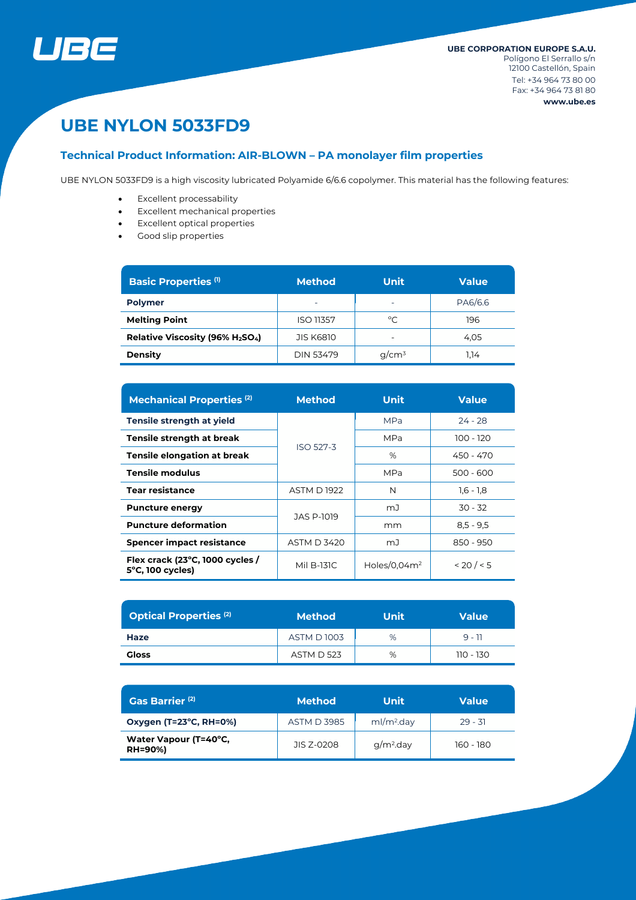UBE CORPORATION EUROPE S.A.U.
Polígono El Serrallo s/n
12100 Castellón, Spain
Tel: +34 964 73 80 00
Fax: +34 964 73 81 80
www.ube.es

# UBE NYLON 5033FD9

## Technical Product Information: AIR-BLOWN – PA monolayer film properties

UBE NYLON 5033FD9 is a high viscosity lubricated Polyamide 6/6.6 copolymer. This material has the following features:

- Excellent processability
- Excellent mechanical properties
- Excellent optical properties
- Good slip properties

| Basic Properties [1] | Method | Unit | Value |
|---|---|---|---|
| **Polymer** | - | - | PA6/6.6 |
| **Melting Point** | ISO 11357 | °C | 196 |
| **Relative Viscosity (96% $H_2SO_4$)** | JIS K6810 | - | 4,05 |
| **Density** | DIN 53479 | g/cm³ | 1,14 |

| Mechanical Properties [2] | Method | Unit | Value |
|---|---|---|---|
| **Tensile strength at yield** | ISO 527-3 | MPa | 24 - 28 |
| **Tensile strength at break** | ISO 527-3 | MPa | 100 - 120 |
| **Tensile elongation at break** | ISO 527-3 | % | 450 - 470 |
| **Tensile modulus** | ISO 527-3 | MPa | 500 - 600 |
| **Tear resistance** | ASTM D 1922 | N | 1,6 - 1,8 |
| **Puncture energy** | JAS P-1019 | mJ | 30 - 32 |
| **Puncture deformation** | JAS P-1019 | mm | 8,5 - 9,5 |
| **Spencer impact resistance** | ASTM D 3420 | mJ | 850 - 950 |
| **Flex crack (23°C, 1000 cycles / 5°C, 100 cycles)** | Mil B-131C | Holes/0,04m² | < 20 / < 5 |

| Optical Properties [2] | Method | Unit | Value |
|---|---|---|---|
| **Haze** | ASTM D 1003 | % | 9 - 11 |
| **Gloss** | ASTM D 523 | % | 110 - 130 |

| Gas Barrier [2] | Method | Unit | Value |
|---|---|---|---|
| **Oxygen (T=23°C, RH=0%)** | ASTM D 3985 | ml/m².day | 29 - 31 |
| **Water Vapour (T=40°C, RH=90%)** | JIS Z-0208 | g/m².day | 160 - 180 |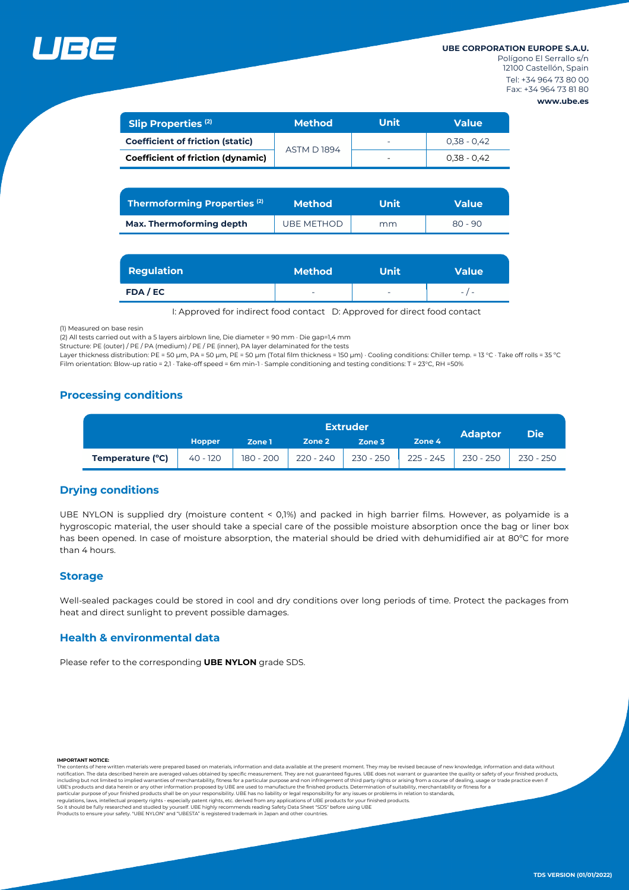**UBE CORPORATION EUROPE S.A.U.**
Polígono El Serrallo s/n
12100 Castellón, Spain
Tel: +34 964 73 80 00
Fax: +34 964 73 81 80
**www.ube.es**

| Slip Properties (2) | Method | Unit | Value |
|---|---|---|---|
| **Coefficient of friction (static)** | ASTM D 1894 | - | 0,38 - 0,42 |
| **Coefficient of friction (dynamic)** | | - | 0,38 - 0,42 |

| Thermoforming Properties (2) | Method | Unit | Value |
|---|---|---|---|
| **Max. Thermoforming depth** | UBE METHOD | mm | 80 - 90 |

| Regulation | Method | Unit | Value |
|---|---|---|---|
| **FDA / EC** | - | - | - / - |

I: Approved for indirect food contact D: Approved for direct food contact

(1) Measured on base resin
(2) All tests carried out with a 5 layers airblown line, Die diameter = 90 mm · Die gap=1,4 mm
Structure: PE (outer) / PE / PA (medium) / PE / PE (inner), PA layer delaminated for the tests
Layer thickness distribution: PE = 50 µm, PA = 50 µm, PE = 50 µm (Total film thickness = 150 µm) · Cooling conditions: Chiller temp. = 13 °C · Take off rolls = 35 °C
Film orientation: Blow-up ratio = 2,1 · Take-off speed = 6m min-1 · Sample conditioning and testing conditions: T = 23°C, RH =50%

## Processing conditions

| | Extruder | | | | | Adaptor | Die |
|---|---|---|---|---|---|---|---|
| | Hopper | Zone 1 | Zone 2 | Zone 3 | Zone 4 | | |
| **Temperature (°C)** | 40 - 120 | 180 - 200 | 220 - 240 | 230 - 250 | 225 - 245 | 230 - 250 | 230 - 250 |

## Drying conditions

UBE NYLON is supplied dry (moisture content < 0,1%) and packed in high barrier films. However, as polyamide is a hygroscopic material, the user should take a special care of the possible moisture absorption once the bag or liner box has been opened. In case of moisture absorption, the material should be dried with dehumidified air at 80°C for more than 4 hours.

## Storage

Well-sealed packages could be stored in cool and dry conditions over long periods of time. Protect the packages from heat and direct sunlight to prevent possible damages.

## Health & environmental data

Please refer to the corresponding **UBE NYLON** grade SDS.

**IMPORTANT NOTICE:**
The contents of here written materials were prepared based on materials, information and data available at the present moment. They may be revised because of new knowledge, information and data without notification. The data described herein are averaged values obtained by specific measurement. They are not guaranteed figures. UBE does not warrant or guarantee the quality or safety of your finished products, including but not limited to implied warranties of merchantability, fitness for a particular purpose and non infringement of third party rights or arising from a course of dealing, usage or trade practice even if UBE's products and data herein or any other information proposed by UBE are used to manufacture the finished products. Determination of suitability, merchantability or fitness for a particular purpose of your finished products shall be on your responsibility. UBE has no liability or legal responsibility for any issues or problems in relation to standards, regulations, laws, intellectual property rights - especially patent rights, etc. derived from any applications of UBE products for your finished products. So it should be fully researched and studied by yourself. UBE highly recommends reading Safety Data Sheet "SDS" before using UBE Products to ensure your safety. "UBE NYLON" and "UBESTA" is registered trademark in Japan and other countries.

TDS VERSION (01/01/2022)